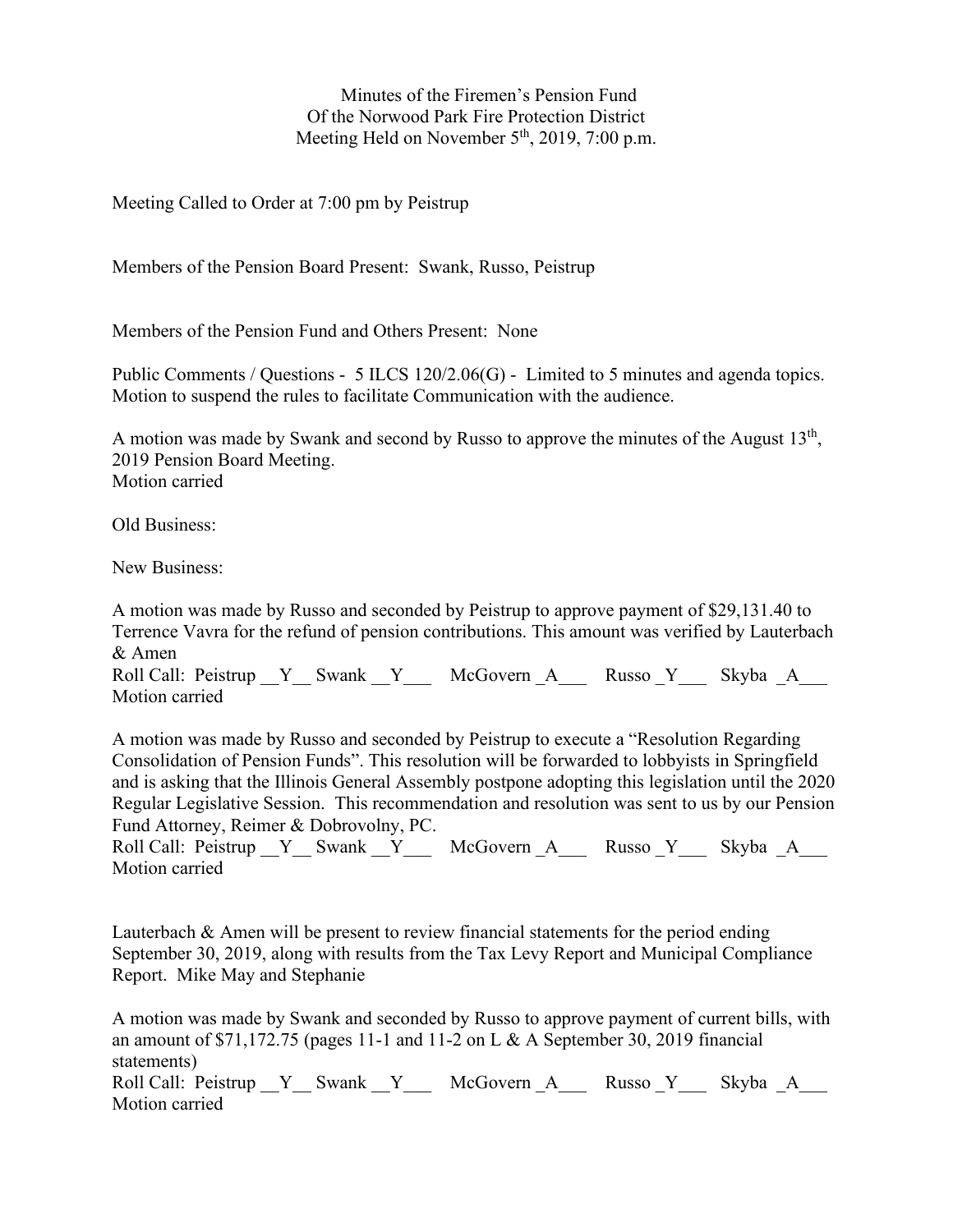Minutes of the Firemen's Pension Fund
Of the Norwood Park Fire Protection District
Meeting Held on November 5th, 2019, 7:00 p.m.

Meeting Called to Order at 7:00 pm by Peistrup

Members of the Pension Board Present: Swank, Russo, Peistrup

Members of the Pension Fund and Others Present: None

Public Comments / Questions - 5 ILCS 120/2.06(G) - Limited to 5 minutes and agenda topics. Motion to suspend the rules to facilitate Communication with the audience.

A motion was made by Swank and second by Russo to approve the minutes of the August 13th, 2019 Pension Board Meeting.
Motion carried

Old Business:

New Business:

A motion was made by Russo and seconded by Peistrup to approve payment of $29,131.40 to Terrence Vavra for the refund of pension contributions. This amount was verified by Lauterbach & Amen
Roll Call: Peistrup __Y__ Swank __Y___ McGovern _A___ Russo _Y___ Skyba _A___
Motion carried

A motion was made by Russo and seconded by Peistrup to execute a "Resolution Regarding Consolidation of Pension Funds". This resolution will be forwarded to lobbyists in Springfield and is asking that the Illinois General Assembly postpone adopting this legislation until the 2020 Regular Legislative Session. This recommendation and resolution was sent to us by our Pension Fund Attorney, Reimer & Dobrovolny, PC.
Roll Call: Peistrup __Y__ Swank __Y___ McGovern _A___ Russo _Y___ Skyba _A___
Motion carried

Lauterbach & Amen will be present to review financial statements for the period ending September 30, 2019, along with results from the Tax Levy Report and Municipal Compliance Report. Mike May and Stephanie

A motion was made by Swank and seconded by Russo to approve payment of current bills, with an amount of $71,172.75 (pages 11-1 and 11-2 on L & A September 30, 2019 financial statements)
Roll Call: Peistrup __Y__ Swank __Y___ McGovern _A___ Russo _Y___ Skyba _A___
Motion carried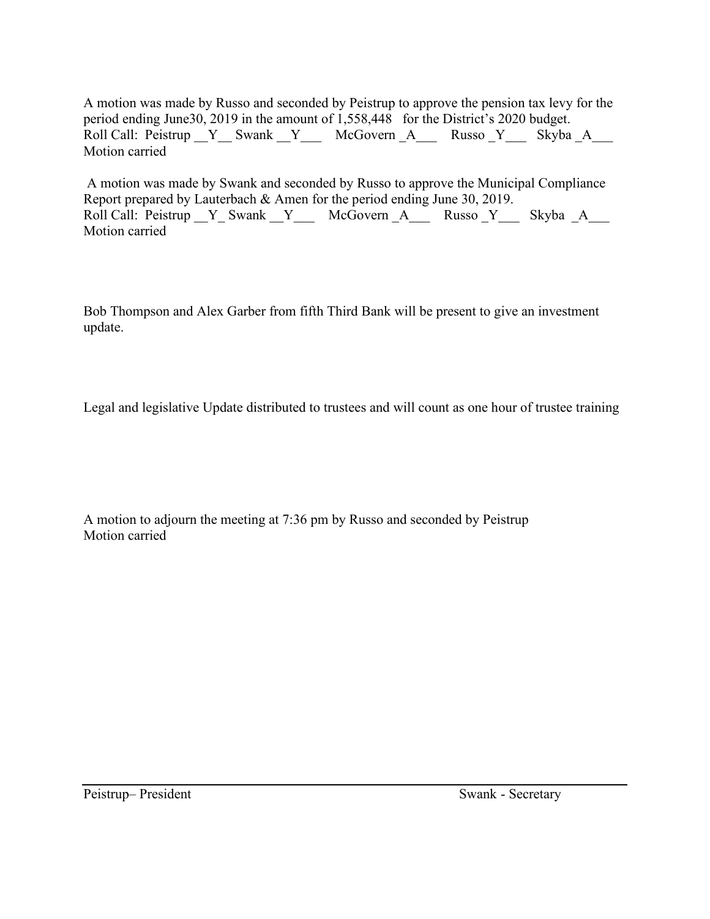A motion was made by Russo and seconded by Peistrup to approve the pension tax levy for the period ending June30, 2019 in the amount of 1,558,448   for the District's 2020 budget.
Roll Call:  Peistrup __Y__ Swank __Y___    McGovern _A___    Russo _Y___    Skyba _A___
Motion carried

A motion was made by Swank and seconded by Russo to approve the Municipal Compliance Report prepared by Lauterbach & Amen for the period ending June 30, 2019.
Roll Call:  Peistrup __Y_ Swank __Y___    McGovern _A___    Russo _Y___    Skyba _A___
Motion carried

Bob Thompson and Alex Garber from fifth Third Bank will be present to give an investment update.

Legal and legislative Update distributed to trustees and will count as one hour of trustee training

A motion to adjourn the meeting at 7:36 pm by Russo and seconded by Peistrup
Motion carried

Peistrup– President                                                    Swank - Secretary